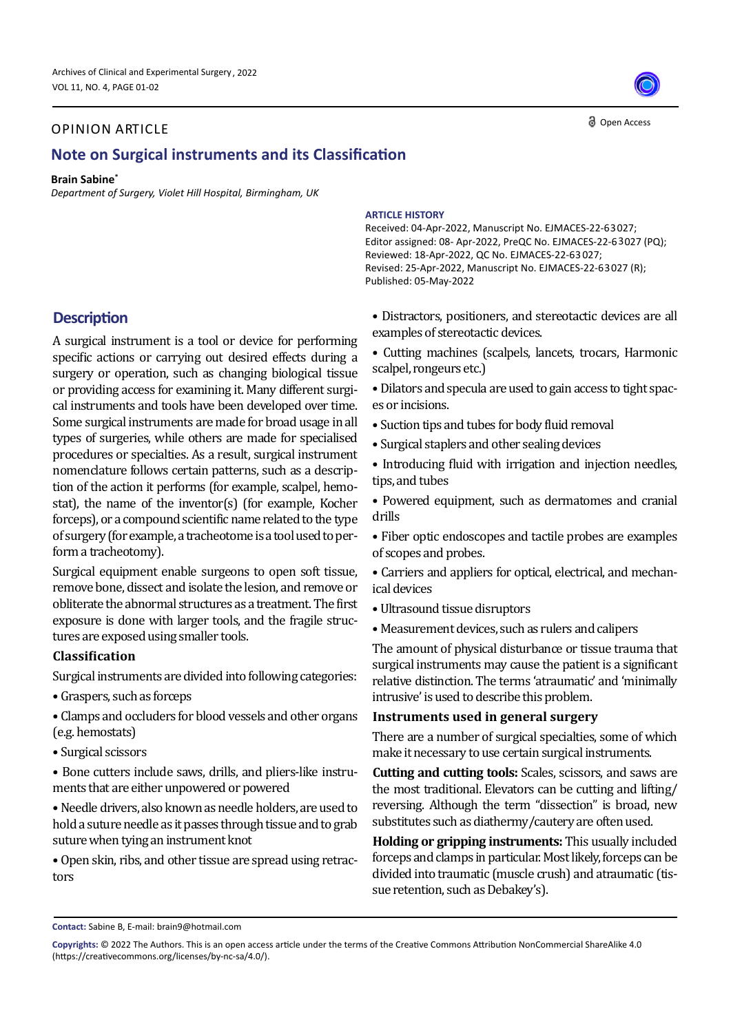OPINION ARTICLE

# Note on Surgical instruments and its Classification

**Brain Sabine***

*Department of Surgery, Violet Hill Hospital, Birmingham, UK*

**ARTICLE HISTORY**

Received: 04-Apr-2022, Manuscript No. EJMACES-22-63027;
Editor assigned: 08- Apr-2022, PreQC No. EJMACES-22-63027 (PQ);
Reviewed: 18-Apr-2022, QC No. EJMACES-22-63027;
Revised: 25-Apr-2022, Manuscript No. EJMACES-22-63027 (R);
Published: 05-May-2022

## Description

A surgical instrument is a tool or device for performing specific actions or carrying out desired effects during a surgery or operation, such as changing biological tissue or providing access for examining it. Many different surgical instruments and tools have been developed over time. Some surgical instruments are made for broad usage in all types of surgeries, while others are made for specialised procedures or specialties. As a result, surgical instrument nomenclature follows certain patterns, such as a description of the action it performs (for example, scalpel, hemostat), the name of the inventor(s) (for example, Kocher forceps), or a compound scientific name related to the type of surgery (for example, a tracheotome is a tool used to perform a tracheotomy).

Surgical equipment enable surgeons to open soft tissue, remove bone, dissect and isolate the lesion, and remove or obliterate the abnormal structures as a treatment. The first exposure is done with larger tools, and the fragile structures are exposed using smaller tools.

### Classification

Surgical instruments are divided into following categories:

- Graspers, such as forceps
- Clamps and occluders for blood vessels and other organs (e.g. hemostats)
- Surgical scissors
- Bone cutters include saws, drills, and pliers-like instruments that are either unpowered or powered
- Needle drivers, also known as needle holders, are used to hold a suture needle as it passes through tissue and to grab suture when tying an instrument knot
- Open skin, ribs, and other tissue are spread using retractors
- Distractors, positioners, and stereotactic devices are all examples of stereotactic devices.
- Cutting machines (scalpels, lancets, trocars, Harmonic scalpel, rongeurs etc.)
- Dilators and specula are used to gain access to tight spaces or incisions.
- Suction tips and tubes for body fluid removal
- Surgical staplers and other sealing devices
- Introducing fluid with irrigation and injection needles, tips, and tubes
- Powered equipment, such as dermatomes and cranial drills
- Fiber optic endoscopes and tactile probes are examples of scopes and probes.
- Carriers and appliers for optical, electrical, and mechanical devices
- Ultrasound tissue disruptors
- Measurement devices, such as rulers and calipers

The amount of physical disturbance or tissue trauma that surgical instruments may cause the patient is a significant relative distinction. The terms 'atraumatic' and 'minimally intrusive' is used to describe this problem.

### Instruments used in general surgery

There are a number of surgical specialties, some of which make it necessary to use certain surgical instruments.

**Cutting and cutting tools:** Scales, scissors, and saws are the most traditional. Elevators can be cutting and lifting/reversing. Although the term "dissection" is broad, new substitutes such as diathermy/cautery are often used.

**Holding or gripping instruments:** This usually included forceps and clamps in particular. Most likely, forceps can be divided into traumatic (muscle crush) and atraumatic (tissue retention, such as Debakey's).

**Contact:** Sabine B, E-mail: brain9@hotmail.com

**Copyrights:** © 2022 The Authors. This is an open access article under the terms of the Creative Commons Attribution NonCommercial ShareAlike 4.0 (https://creativecommons.org/licenses/by-nc-sa/4.0/).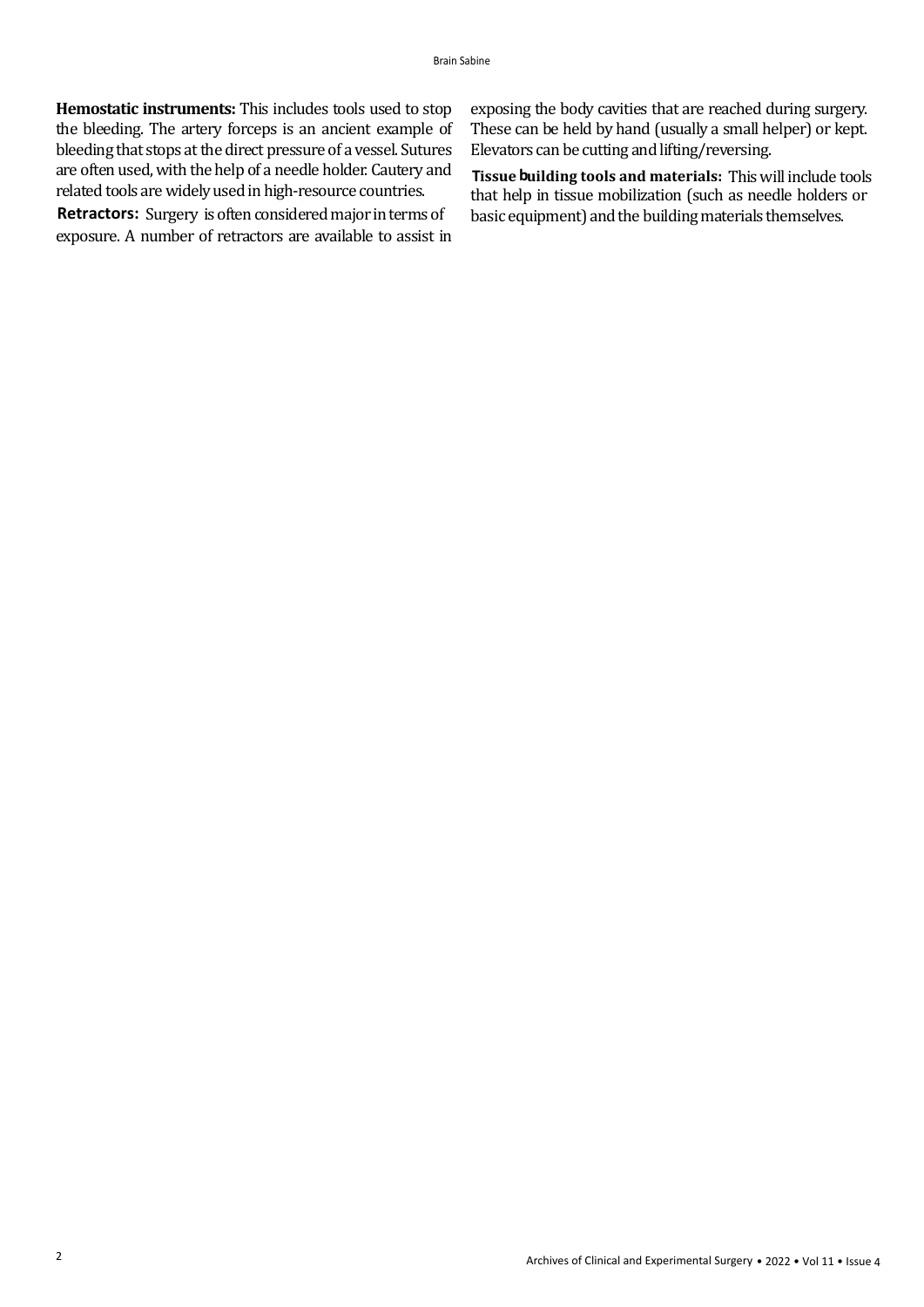**Hemostatic instruments:** This includes tools used to stop the bleeding. The artery forceps is an ancient example of bleeding that stops at the direct pressure of a vessel. Sutures are often used, with the help of a needle holder. Cautery and related tools are widely used in high-resource countries.

**Retractors:** Surgery is often considered major in terms of exposure. A number of retractors are available to assist in exposing the body cavities that are reached during surgery. These can be held by hand (usually a small helper) or kept. Elevators can be cutting and lifting/reversing.

**Tissue building tools and materials:** This will include tools that help in tissue mobilization (such as needle holders or basic equipment) and the building materials themselves.